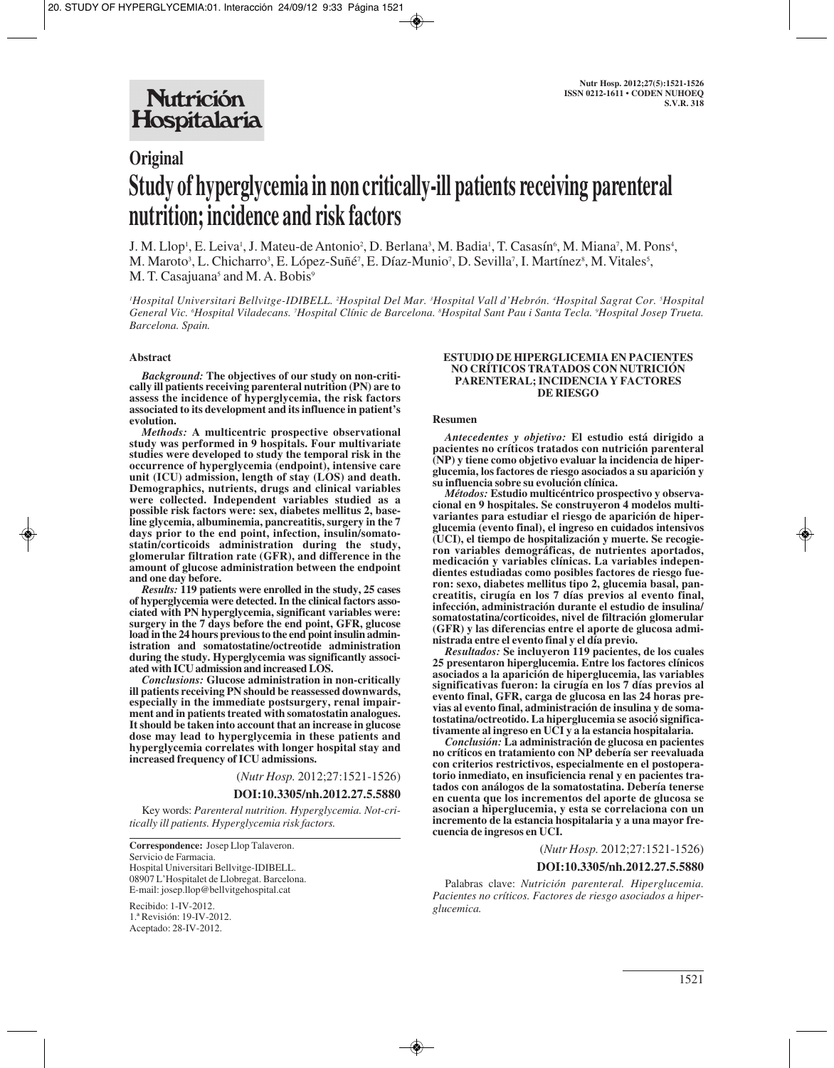**Original**

# Study of hyperglycemia in non critically-ill patients receiving parenteral nutrition; incidence and risk factors

J. M. Llop[1], E. Leiva[1], J. Mateu-de Antonio[2], D. Berlana[3], M. Badia[1], T. Casasín[6], M. Miana[7], M. Pons[4], M. Maroto[3], L. Chicharro[3], E. López-Suñé[7], E. Díaz-Munio[7], D. Sevilla[7], I. Martínez[8], M. Vitales[5], M. T. Casajuana[5] and M. A. Bobis[9]

[1]Hospital Universitari Bellvitge-IDIBELL. [2]Hospital Del Mar. [3]Hospital Vall d'Hebrón. [4]Hospital Sagrat Cor. [5]Hospital General Vic. [6]Hospital Viladecans. [7]Hospital Clínic de Barcelona. [8]Hospital Sant Pau i Santa Tecla. [9]Hospital Josep Trueta. Barcelona. Spain.

## Abstract

***Background:*** **The objectives of our study on non-critically ill patients receiving parenteral nutrition (PN) are to assess the incidence of hyperglycemia, the risk factors associated to its development and its influence in patient's evolution.**

***Methods:*** **A multicentric prospective observational study was performed in 9 hospitals. Four multivariate studies were developed to study the temporal risk in the occurrence of hyperglycemia (endpoint), intensive care unit (ICU) admission, length of stay (LOS) and death. Demographics, nutrients, drugs and clinical variables were collected. Independent variables studied as a possible risk factors were: sex, diabetes mellitus 2, baseline glycemia, albuminemia, pancreatitis, surgery in the 7 days prior to the end point, infection, insulin/somatostatin/corticoids administration during the study, glomerular filtration rate (GFR), and difference in the amount of glucose administration between the endpoint and one day before.**

***Results:*** **119 patients were enrolled in the study, 25 cases of hyperglycemia were detected. In the clinical factors associated with PN hyperglycemia, significant variables were: surgery in the 7 days before the end point, GFR, glucose load in the 24 hours previous to the end point insulin administration and somatostatin/octreotide administration during the study. Hyperglycemia was significantly associated with ICU admission and increased LOS.**

***Conclusions:*** **Glucose administration in non-critically ill patients receiving PN should be reassessed downwards, especially in the immediate postsurgery, renal impairment and in patients treated with somatostatin analogues. It should be taken into account that an increase in glucose dose may lead to hyperglycemia in these patients and hyperglycemia correlates with longer hospital stay and increased frequency of ICU admissions.**

(*Nutr Hosp.* 2012;27:1521-1526)

**DOI:10.3305/nh.2012.27.5.5880**

Key words: *Parenteral nutrition. Hyperglycemia. Not-critically ill patients. Hyperglycemia risk factors.*

**Correspondence:** Josep Llop Talaveron.
Servicio de Farmacia.
Hospital Universitari Bellvitge-IDIBELL.
08907 L'Hospitalet de Llobregat. Barcelona.
E-mail: josep.llop@bellvitgehospital.cat

Recibido: 1-IV-2012.
1.ª Revisión: 19-IV-2012.
Aceptado: 28-IV-2012.

## ESTUDIO DE HIPERGLICEMIA EN PACIENTES NO CRÍTICOS TRATADOS CON NUTRICIÓN PARENTERAL; INCIDENCIA Y FACTORES DE RIESGO

### Resumen

***Antecedentes y objetivo:*** **El estudio está dirigido a pacientes no críticos tratados con nutrición parenteral (NP) y tiene como objetivo evaluar la incidencia de hiperglucemia, los factores de riesgo asociados a su aparición y su influencia sobre su evolución clínica.**

***Métodos:*** **Estudio multicéntrico prospectivo y observacional en 9 hospitales. Se construyeron 4 modelos multivariantes para estudiar el riesgo de aparición de hiperglucemia (evento final), el ingreso en cuidados intensivos (UCI), el tiempo de hospitalización y muerte. Se recogieron variables demográficas, de nutrientes aportados, medicación y variables clínicas. La variables independientes estudiadas como posibles factores de riesgo fueron: sexo, diabetes mellitus tipo 2, glucemia basal, pancreatitis, cirugía en los 7 días previos al evento final, infección, administración durante el estudio de insulina/somatostatina/corticoides, nivel de filtración glomerular (GFR) y las diferencias entre el aporte de glucosa administrada entre el evento final y el día previo.**

***Resultados:*** **Se incluyeron 119 pacientes, de los cuales 25 presentaron hiperglucemia. Entre los factores clínicos asociados a la aparición de hiperglucemia, las variables significativas fueron: la cirugía en los 7 días previos al evento final, GFR, carga de glucosa en las 24 horas previas al evento final, administración de insulina y de somatostatina/octreotido. La hiperglucemia se asoció significativamente al ingreso en UCI y a la estancia hospitalaria.**

***Conclusión:*** **La administración de glucosa en pacientes no críticos en tratamiento con NP debería ser reevaluada con criterios restrictivos, especialmente en el postoperatorio inmediato, en insuficiencia renal y en pacientes tratados con análogos de la somatostatina. Debería tenerse en cuenta que los incrementos del aporte de glucosa se asocian a hiperglucemia, y esta se correlaciona con un incremento de la estancia hospitalaria y a una mayor frecuencia de ingresos en UCI.**

(*Nutr Hosp.* 2012;27:1521-1526)

**DOI:10.3305/nh.2012.27.5.5880**

Palabras clave: *Nutrición parenteral. Hiperglucemia. Pacientes no críticos. Factores de riesgo asociados a hiperglucemica.*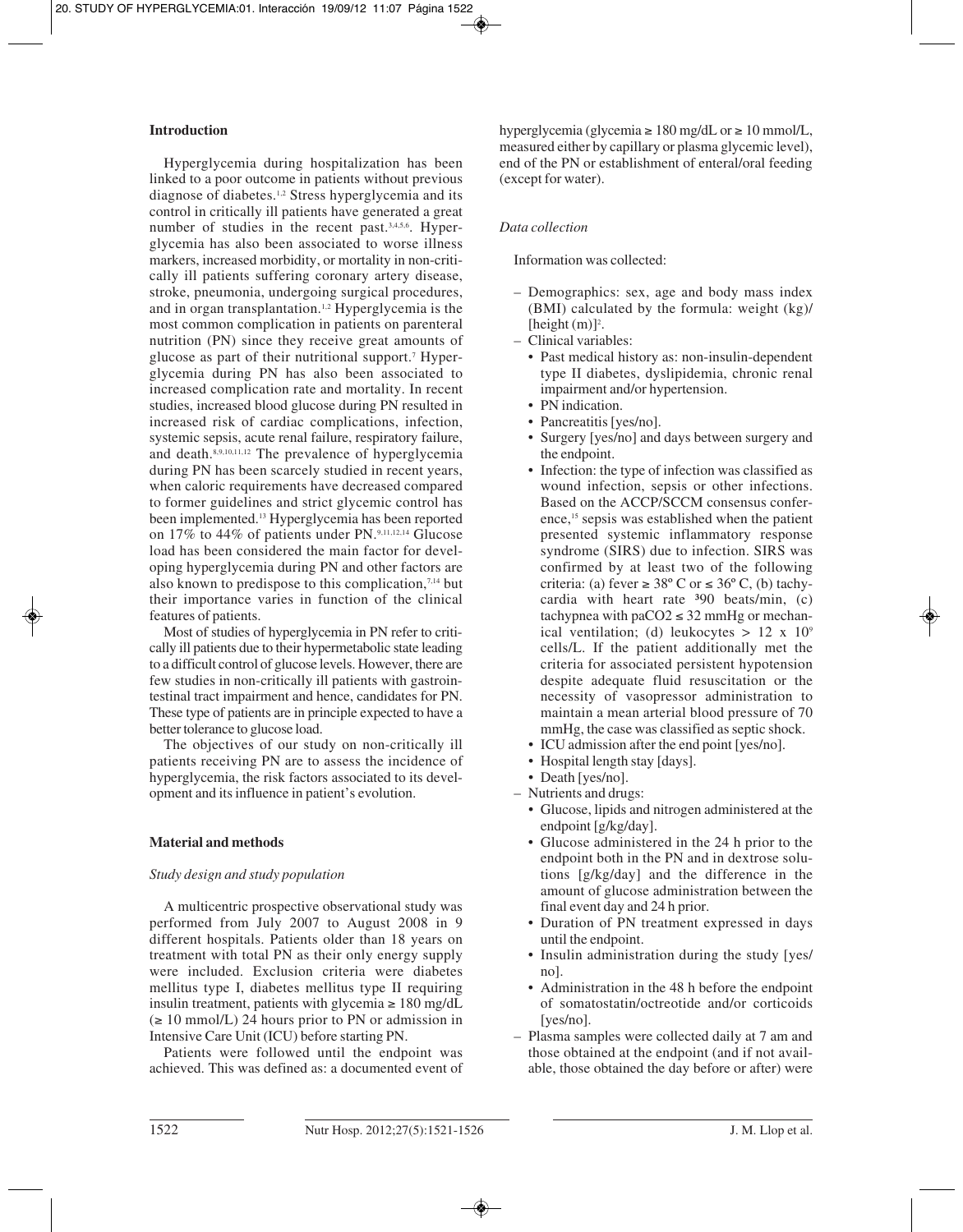## Introduction

Hyperglycemia during hospitalization has been linked to a poor outcome in patients without previous diagnose of diabetes.[1,2] Stress hyperglycemia and its control in critically ill patients have generated a great number of studies in the recent past.[3,4,5,6]. Hyperglycemia has also been associated to worse illness markers, increased morbidity, or mortality in non-critically ill patients suffering coronary artery disease, stroke, pneumonia, undergoing surgical procedures, and in organ transplantation.[1,2] Hyperglycemia is the most common complication in patients on parenteral nutrition (PN) since they receive great amounts of glucose as part of their nutritional support.[7] Hyperglycemia during PN has also been associated to increased complication rate and mortality. In recent studies, increased blood glucose during PN resulted in increased risk of cardiac complications, infection, systemic sepsis, acute renal failure, respiratory failure, and death.[8,9,10,11,12] The prevalence of hyperglycemia during PN has been scarcely studied in recent years, when caloric requirements have decreased compared to former guidelines and strict glycemic control has been implemented.[13] Hyperglycemia has been reported on 17% to 44% of patients under PN.[9,11,12,14] Glucose load has been considered the main factor for developing hyperglycemia during PN and other factors are also known to predispose to this complication,[7,14] but their importance varies in function of the clinical features of patients.

Most of studies of hyperglycemia in PN refer to critically ill patients due to their hypermetabolic state leading to a difficult control of glucose levels. However, there are few studies in non-critically ill patients with gastrointestinal tract impairment and hence, candidates for PN. These type of patients are in principle expected to have a better tolerance to glucose load.

The objectives of our study on non-critically ill patients receiving PN are to assess the incidence of hyperglycemia, the risk factors associated to its development and its influence in patient's evolution.

## Material and methods

### *Study design and study population*

A multicentric prospective observational study was performed from July 2007 to August 2008 in 9 different hospitals. Patients older than 18 years on treatment with total PN as their only energy supply were included. Exclusion criteria were diabetes mellitus type I, diabetes mellitus type II requiring insulin treatment, patients with glycemia ≥ 180 mg/dL (≥ 10 mmol/L) 24 hours prior to PN or admission in Intensive Care Unit (ICU) before starting PN.

Patients were followed until the endpoint was achieved. This was defined as: a documented event of hyperglycemia (glycemia ≥ 180 mg/dL or ≥ 10 mmol/L, measured either by capillary or plasma glycemic level), end of the PN or establishment of enteral/oral feeding (except for water).

### *Data collection*

Information was collected:

- Demographics: sex, age and body mass index (BMI) calculated by the formula: weight (kg)/[height (m)]$^2$.
- Clinical variables:
  - Past medical history as: non-insulin-dependent type II diabetes, dyslipidemia, chronic renal impairment and/or hypertension.
  - PN indication.
  - Pancreatitis [yes/no].
  - Surgery [yes/no] and days between surgery and the endpoint.
  - Infection: the type of infection was classified as wound infection, sepsis or other infections. Based on the ACCP/SCCM consensus conference,[15] sepsis was established when the patient presented systemic inflammatory response syndrome (SIRS) due to infection. SIRS was confirmed by at least two of the following criteria: (a) fever ≥ 38º C or ≤ 36º C, (b) tachycardia with heart rate ³90 beats/min, (c) tachypnea with $paCO_2 \leq 32$ mmHg or mechanical ventilation; (d) leukocytes > 12 x $10^9$ cells/L. If the patient additionally met the criteria for associated persistent hypotension despite adequate fluid resuscitation or the necessity of vasopressor administration to maintain a mean arterial blood pressure of 70 mmHg, the case was classified as septic shock.
  - ICU admission after the end point [yes/no].
  - Hospital length stay [days].
  - Death [yes/no].
- Nutrients and drugs:
  - Glucose, lipids and nitrogen administered at the endpoint [g/kg/day].
  - Glucose administered in the 24 h prior to the endpoint both in the PN and in dextrose solutions [g/kg/day] and the difference in the amount of glucose administration between the final event day and 24 h prior.
  - Duration of PN treatment expressed in days until the endpoint.
  - Insulin administration during the study [yes/no].
  - Administration in the 48 h before the endpoint of somatostatin/octreotide and/or corticoids [yes/no].
- Plasma samples were collected daily at 7 am and those obtained at the endpoint (and if not available, those obtained the day before or after) were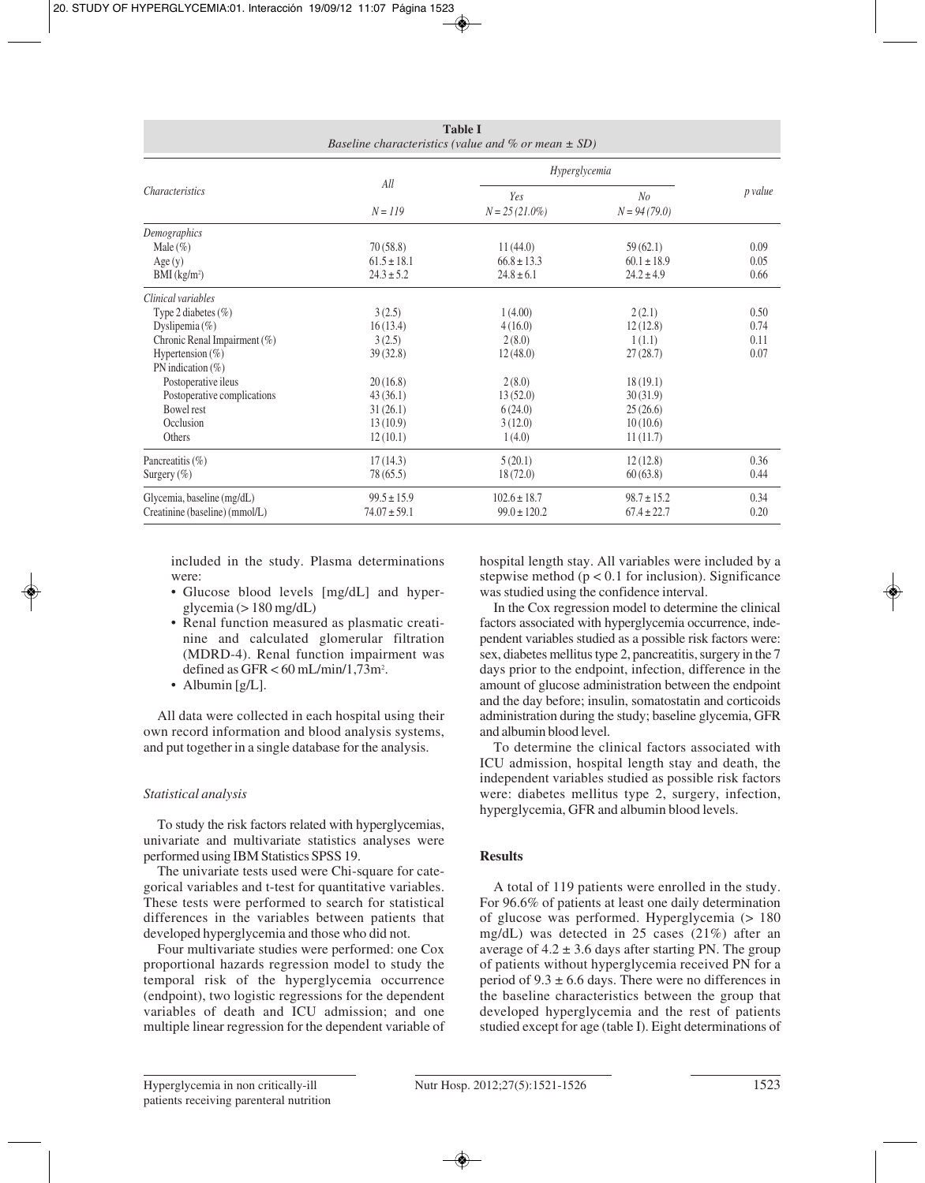**Table I**
*Baseline characteristics (value and % or mean ± SD)*

| Characteristics | All | Hyperglycemia | | p value |
|---|---|---|---|---|
| | N = 119 | Yes N = 25 (21.0%) | No N = 94 (79.0) | |
| *Demographics* | | | | |
| Male (%) | 70 (58.8) | 11 (44.0) | 59 (62.1) | 0.09 |
| Age (y) | 61.5 ± 18.1 | 66.8 ± 13.3 | 60.1 ± 18.9 | 0.05 |
| BMI (kg/m²) | 24.3 ± 5.2 | 24.8 ± 6.1 | 24.2 ± 4.9 | 0.66 |
| *Clinical variables* | | | | |
| Type 2 diabetes (%) | 3 (2.5) | 1 (4.00) | 2 (2.1) | 0.50 |
| Dyslipemia (%) | 16 (13.4) | 4 (16.0) | 12 (12.8) | 0.74 |
| Chronic Renal Impairment (%) | 3 (2.5) | 2 (8.0) | 1 (1.1) | 0.11 |
| Hypertension (%) | 39 (32.8) | 12 (48.0) | 27 (28.7) | 0.07 |
| PN indication (%) | | | | |
| Postoperative ileus | 20 (16.8) | 2 (8.0) | 18 (19.1) | |
| Postoperative complications | 43 (36.1) | 13 (52.0) | 30 (31.9) | |
| Bowel rest | 31 (26.1) | 6 (24.0) | 25 (26.6) | |
| Occlusion | 13 (10.9) | 3 (12.0) | 10 (10.6) | |
| Others | 12 (10.1) | 1 (4.0) | 11 (11.7) | |
| Pancreatitis (%) | 17 (14.3) | 5 (20.1) | 12 (12.8) | 0.36 |
| Surgery (%) | 78 (65.5) | 18 (72.0) | 60 (63.8) | 0.44 |
| Glycemia, baseline (mg/dL) | 99.5 ± 15.9 | 102.6 ± 18.7 | 98.7 ± 15.2 | 0.34 |
| Creatinine (baseline) (mmol/L) | 74.07 ± 59.1 | 99.0 ± 120.2 | 67.4 ± 22.7 | 0.20 |

included in the study. Plasma determinations were:

- Glucose blood levels [mg/dL] and hyperglycemia (> 180 mg/dL)
- Renal function measured as plasmatic creatinine and calculated glomerular filtration (MDRD-4). Renal function impairment was defined as GFR < 60 mL/min/1,73m².
- Albumin [g/L].

All data were collected in each hospital using their own record information and blood analysis systems, and put together in a single database for the analysis.

### *Statistical analysis*

To study the risk factors related with hyperglycemias, univariate and multivariate statistics analyses were performed using IBM Statistics SPSS 19.

The univariate tests used were Chi-square for categorical variables and t-test for quantitative variables. These tests were performed to search for statistical differences in the variables between patients that developed hyperglycemia and those who did not.

Four multivariate studies were performed: one Cox proportional hazards regression model to study the temporal risk of the hyperglycemia occurrence (endpoint), two logistic regressions for the dependent variables of death and ICU admission; and one multiple linear regression for the dependent variable of hospital length stay. All variables were included by a stepwise method ($p < 0.1$ for inclusion). Significance was studied using the confidence interval.

In the Cox regression model to determine the clinical factors associated with hyperglycemia occurrence, independent variables studied as a possible risk factors were: sex, diabetes mellitus type 2, pancreatitis, surgery in the 7 days prior to the endpoint, infection, difference in the amount of glucose administration between the endpoint and the day before; insulin, somatostatin and corticoids administration during the study; baseline glycemia, GFR and albumin blood level.

To determine the clinical factors associated with ICU admission, hospital length stay and death, the independent variables studied as possible risk factors were: diabetes mellitus type 2, surgery, infection, hyperglycemia, GFR and albumin blood levels.

## Results

A total of 119 patients were enrolled in the study. For 96.6% of patients at least one daily determination of glucose was performed. Hyperglycemia (> 180 mg/dL) was detected in 25 cases (21%) after an average of 4.2 ± 3.6 days after starting PN. The group of patients without hyperglycemia received PN for a period of 9.3 ± 6.6 days. There were no differences in the baseline characteristics between the group that developed hyperglycemia and the rest of patients studied except for age (table I). Eight determinations of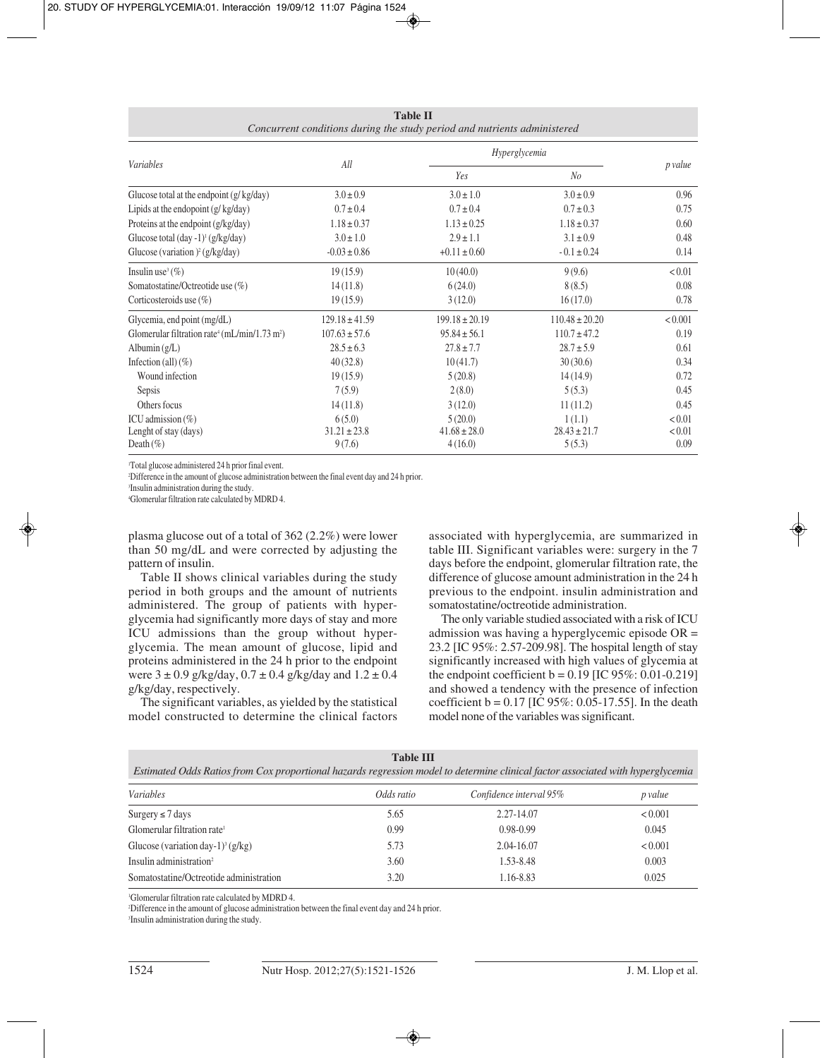**Table II**
*Concurrent conditions during the study period and nutrients administered*

| *Variables* | *All* | *Hyperglycemia* | | *p value* |
|---|---|---|---|---|
| | | *Yes* | *No* | |
| Glucose total at the endpoint (g/ kg/day) | 3.0 ± 0.9 | 3.0 ± 1.0 | 3.0 ± 0.9 | 0.96 |
| Lipids at the endopoint (g/ kg/day) | 0.7 ± 0.4 | 0.7 ± 0.4 | 0.7 ± 0.3 | 0.75 |
| Proteins at the endpoint (g/kg/day) | 1.18 ± 0.37 | 1.13 ± 0.25 | 1.18 ± 0.37 | 0.60 |
| Glucose total (day -1)[1] (g/kg/day) | 3.0 ± 1.0 | 2.9 ± 1.1 | 3.1 ± 0.9 | 0.48 |
| Glucose (variation )[2] (g/kg/day) | -0.03 ± 0.86 | +0.11 ± 0.60 | - 0.1 ± 0.24 | 0.14 |
| Insulin use[3] (%) | 19 (15.9) | 10 (40.0) | 9 (9.6) | < 0.01 |
| Somatostatine/Octreotide use (%) | 14 (11.8) | 6 (24.0) | 8 (8.5) | 0.08 |
| Corticosteroids use (%) | 19 (15.9) | 3 (12.0) | 16 (17.0) | 0.78 |
| Glycemia, end point (mg/dL) | 129.18 ± 41.59 | 199.18 ± 20.19 | 110.48 ± 20.20 | < 0.001 |
| Glomerular filtration rate[4] (mL/min/1.73 m²) | 107.63 ± 57.6 | 95.84 ± 56.1 | 110.7 ± 47.2 | 0.19 |
| Albumin (g/L) | 28.5 ± 6.3 | 27.8 ± 7.7 | 28.7 ± 5.9 | 0.61 |
| Infection (all) (%) | 40 (32.8) | 10 (41.7) | 30 (30.6) | 0.34 |
| Wound infection | 19 (15.9) | 5 (20.8) | 14 (14.9) | 0.72 |
| Sepsis | 7 (5.9) | 2 (8.0) | 5 (5.3) | 0.45 |
| Others focus | 14 (11.8) | 3 (12.0) | 11 (11.2) | 0.45 |
| ICU admission (%) | 6 (5.0) | 5 (20.0) | 1 (1.1) | < 0.01 |
| Lenght of stay (days) | 31.21 ± 23.8 | 41.68 ± 28.0 | 28.43 ± 21.7 | < 0.01 |
| Death (%) | 9 (7.6) | 4 (16.0) | 5 (5.3) | 0.09 |

[1]Total glucose administered 24 h prior final event.
[2]Difference in the amount of glucose administration between the final event day and 24 h prior.
[3]Insulin administration during the study.
[4]Glomerular filtration rate calculated by MDRD 4.

plasma glucose out of a total of 362 (2.2%) were lower than 50 mg/dL and were corrected by adjusting the pattern of insulin.

Table II shows clinical variables during the study period in both groups and the amount of nutrients administered. The group of patients with hyperglycemia had significantly more days of stay and more ICU admissions than the group without hyperglycemia. The mean amount of glucose, lipid and proteins administered in the 24 h prior to the endpoint were 3 ± 0.9 g/kg/day, 0.7 ± 0.4 g/kg/day and 1.2 ± 0.4 g/kg/day, respectively.

The significant variables, as yielded by the statistical model constructed to determine the clinical factors associated with hyperglycemia, are summarized in table III. Significant variables were: surgery in the 7 days before the endpoint, glomerular filtration rate, the difference of glucose amount administration in the 24 h previous to the endpoint. insulin administration and somatostatine/octreotide administration.

The only variable studied associated with a risk of ICU admission was having a hyperglycemic episode OR = 23.2 [IC 95%: 2.57-209.98]. The hospital length of stay significantly increased with high values of glycemia at the endpoint coefficient b = 0.19 [IC 95%: 0.01-0.219] and showed a tendency with the presence of infection coefficient b = 0.17 [IC 95%: 0.05-17.55]. In the death model none of the variables was significant.

**Table III**
*Estimated Odds Ratios from Cox proportional hazards regression model to determine clinical factor associated with hyperglycemia*

| *Variables* | *Odds ratio* | *Confidence interval 95%* | *p value* |
|---|---|---|---|
| Surgery ≤ 7 days | 5.65 | 2.27-14.07 | < 0.001 |
| Glomerular filtration rate[1] | 0.99 | 0.98-0.99 | 0.045 |
| Glucose (variation day-1)[3] (g/kg) | 5.73 | 2.04-16.07 | < 0.001 |
| Insulin administration[2] | 3.60 | 1.53-8.48 | 0.003 |
| Somatostatine/Octreotide administration | 3.20 | 1.16-8.83 | 0.025 |

[1]Glomerular filtration rate calculated by MDRD 4.
[2]Difference in the amount of glucose administration between the final event day and 24 h prior.
[3]Insulin administration during the study.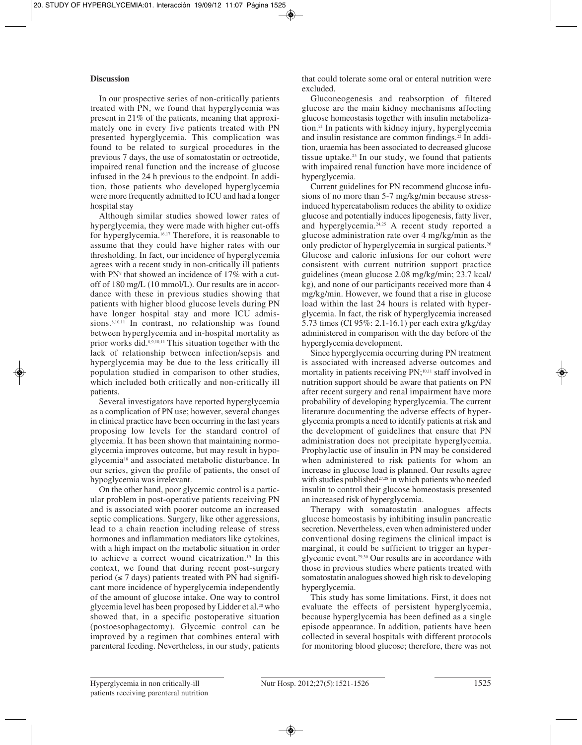## Discussion

In our prospective series of non-critically patients treated with PN, we found that hyperglycemia was present in 21% of the patients, meaning that approximately one in every five patients treated with PN presented hyperglycemia. This complication was found to be related to surgical procedures in the previous 7 days, the use of somatostatin or octreotide, impaired renal function and the increase of glucose infused in the 24 h previous to the endpoint. In addition, those patients who developed hyperglycemia were more frequently admitted to ICU and had a longer hospital stay

Although similar studies showed lower rates of hyperglycemia, they were made with higher cut-offs for hyperglycemia.[16,17] Therefore, it is reasonable to assume that they could have higher rates with our thresholding. In fact, our incidence of hyperglycemia agrees with a recent study in non-critically ill patients with PN[9] that showed an incidence of 17% with a cutoff of 180 mg/L (10 mmol/L). Our results are in accordance with these in previous studies showing that patients with higher blood glucose levels during PN have longer hospital stay and more ICU admissions.[8,10,11] In contrast, no relationship was found between hyperglycemia and in-hospital mortality as prior works did.[8,9,10,11] This situation together with the lack of relationship between infection/sepsis and hyperglycemia may be due to the less critically ill population studied in comparison to other studies, which included both critically and non-critically ill patients.

Several investigators have reported hyperglycemia as a complication of PN use; however, several changes in clinical practice have been occurring in the last years proposing low levels for the standard control of glycemia. It has been shown that maintaining normoglycemia improves outcome, but may result in hypoglycemia[18] and associated metabolic disturbance. In our series, given the profile of patients, the onset of hypoglycemia was irrelevant.

On the other hand, poor glycemic control is a particular problem in post-operative patients receiving PN and is associated with poorer outcome an increased septic complications. Surgery, like other aggressions, lead to a chain reaction including release of stress hormones and inflammation mediators like cytokines, with a high impact on the metabolic situation in order to achieve a correct wound cicatrization.[19] In this context, we found that during recent post-surgery period (≤ 7 days) patients treated with PN had significant more incidence of hyperglycemia independently of the amount of glucose intake. One way to control glycemia level has been proposed by Lidder et al.[20] who showed that, in a specific postoperative situation (postoesophagectomy). Glycemic control can be improved by a regimen that combines enteral with parenteral feeding. Nevertheless, in our study, patients that could tolerate some oral or enteral nutrition were excluded.

Gluconeogenesis and reabsorption of filtered glucose are the main kidney mechanisms affecting glucose homeostasis together with insulin metabolization.[21] In patients with kidney injury, hyperglycemia and insulin resistance are common findings.[22] In addition, uraemia has been associated to decreased glucose tissue uptake.[23] In our study, we found that patients with impaired renal function have more incidence of hyperglycemia.

Current guidelines for PN recommend glucose infusions of no more than 5-7 mg/kg/min because stress-induced hypercatabolism reduces the ability to oxidize glucose and potentially induces lipogenesis, fatty liver, and hyperglycemia.[24,25] A recent study reported a glucose administration rate over 4 mg/kg/min as the only predictor of hyperglycemia in surgical patients.[26] Glucose and caloric infusions for our cohort were consistent with current nutrition support practice guidelines (mean glucose 2.08 mg/kg/min; 23.7 kcal/kg), and none of our participants received more than 4 mg/kg/min. However, we found that a rise in glucose load within the last 24 hours is related with hyperglycemia. In fact, the risk of hyperglycemia increased 5.73 times (CI 95%: 2.1-16.1) per each extra g/kg/day administered in comparison with the day before of the hyperglycemia development.

Since hyperglycemia occurring during PN treatment is associated with increased adverse outcomes and mortality in patients receiving PN;[10,11] staff involved in nutrition support should be aware that patients on PN after recent surgery and renal impairment have more probability of developing hyperglycemia. The current literature documenting the adverse effects of hyperglycemia prompts a need to identify patients at risk and the development of guidelines that ensure that PN administration does not precipitate hyperglycemia. Prophylactic use of insulin in PN may be considered when administered to risk patients for whom an increase in glucose load is planned. Our results agree with studies published[27,28] in which patients who needed insulin to control their glucose homeostasis presented an increased risk of hyperglycemia.

Therapy with somatostatin analogues affects glucose homeostasis by inhibiting insulin pancreatic secretion. Nevertheless, even when administered under conventional dosing regimens the clinical impact is marginal, it could be sufficient to trigger an hyperglycemic event.[29,30] Our results are in accordance with those in previous studies where patients treated with somatostatin analogues showed high risk to developing hyperglycemia.

This study has some limitations. First, it does not evaluate the effects of persistent hyperglycemia, because hyperglycemia has been defined as a single episode appearance. In addition, patients have been collected in several hospitals with different protocols for monitoring blood glucose; therefore, there was not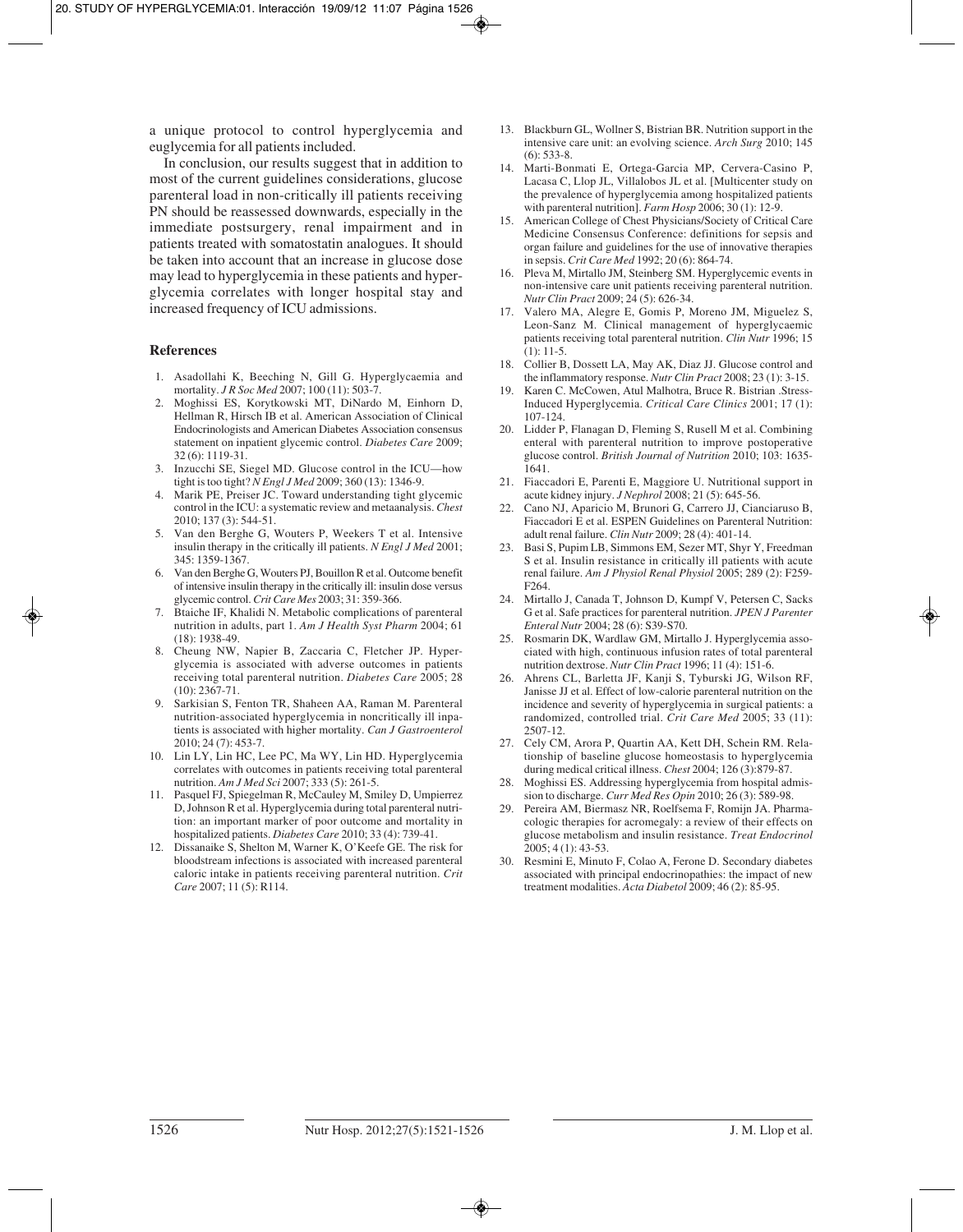a unique protocol to control hyperglycemia and euglycemia for all patients included.

In conclusion, our results suggest that in addition to most of the current guidelines considerations, glucose parenteral load in non-critically ill patients receiving PN should be reassessed downwards, especially in the immediate postsurgery, renal impairment and in patients treated with somatostatin analogues. It should be taken into account that an increase in glucose dose may lead to hyperglycemia in these patients and hyperglycemia correlates with longer hospital stay and increased frequency of ICU admissions.

## References

1. Asadollahi K, Beeching N, Gill G. Hyperglycaemia and mortality. *J R Soc Med* 2007; 100 (11): 503-7.
2. Moghissi ES, Korytkowski MT, DiNardo M, Einhorn D, Hellman R, Hirsch IB et al. American Association of Clinical Endocrinologists and American Diabetes Association consensus statement on inpatient glycemic control. *Diabetes Care* 2009; 32 (6): 1119-31.
3. Inzucchi SE, Siegel MD. Glucose control in the ICU—how tight is too tight? *N Engl J Med* 2009; 360 (13): 1346-9.
4. Marik PE, Preiser JC. Toward understanding tight glycemic control in the ICU: a systematic review and metaanalysis. *Chest* 2010; 137 (3): 544-51.
5. Van den Berghe G, Wouters P, Weekers T et al. Intensive insulin therapy in the critically ill patients. *N Engl J Med* 2001; 345: 1359-1367.
6. Van den Berghe G, Wouters PJ, Bouillon R et al. Outcome benefit of intensive insulin therapy in the critically ill: insulin dose versus glycemic control. *Crit Care Mes* 2003; 31: 359-366.
7. Btaiche IF, Khalidi N. Metabolic complications of parenteral nutrition in adults, part 1. *Am J Health Syst Pharm* 2004; 61 (18): 1938-49.
8. Cheung NW, Napier B, Zaccaria C, Fletcher JP. Hyperglycemia is associated with adverse outcomes in patients receiving total parenteral nutrition. *Diabetes Care* 2005; 28 (10): 2367-71.
9. Sarkisian S, Fenton TR, Shaheen AA, Raman M. Parenteral nutrition-associated hyperglycemia in noncritically ill inpatients is associated with higher mortality. *Can J Gastroenterol* 2010; 24 (7): 453-7.
10. Lin LY, Lin HC, Lee PC, Ma WY, Lin HD. Hyperglycemia correlates with outcomes in patients receiving total parenteral nutrition. *Am J Med Sci* 2007; 333 (5): 261-5.
11. Pasquel FJ, Spiegelman R, McCauley M, Smiley D, Umpierrez D, Johnson R et al. Hyperglycemia during total parenteral nutrition: an important marker of poor outcome and mortality in hospitalized patients. *Diabetes Care* 2010; 33 (4): 739-41.
12. Dissanaike S, Shelton M, Warner K, O'Keefe GE. The risk for bloodstream infections is associated with increased parenteral caloric intake in patients receiving parenteral nutrition. *Crit Care* 2007; 11 (5): R114.
13. Blackburn GL, Wollner S, Bistrian BR. Nutrition support in the intensive care unit: an evolving science. *Arch Surg* 2010; 145 (6): 533-8.
14. Marti-Bonmati E, Ortega-Garcia MP, Cervera-Casino P, Lacasa C, Llop JL, Villalobos JL et al. [Multicenter study on the prevalence of hyperglycemia among hospitalized patients with parenteral nutrition]. *Farm Hosp* 2006; 30 (1): 12-9.
15. American College of Chest Physicians/Society of Critical Care Medicine Consensus Conference: definitions for sepsis and organ failure and guidelines for the use of innovative therapies in sepsis. *Crit Care Med* 1992; 20 (6): 864-74.
16. Pleva M, Mirtallo JM, Steinberg SM. Hyperglycemic events in non-intensive care unit patients receiving parenteral nutrition. *Nutr Clin Pract* 2009; 24 (5): 626-34.
17. Valero MA, Alegre E, Gomis P, Moreno JM, Miguelez S, Leon-Sanz M. Clinical management of hyperglycaemic patients receiving total parenteral nutrition. *Clin Nutr* 1996; 15 (1): 11-5.
18. Collier B, Dossett LA, May AK, Diaz JJ. Glucose control and the inflammatory response. *Nutr Clin Pract* 2008; 23 (1): 3-15.
19. Karen C. McCowen, Atul Malhotra, Bruce R. Bistrian .Stress-Induced Hyperglycemia. *Critical Care Clinics* 2001; 17 (1): 107-124.
20. Lidder P, Flanagan D, Fleming S, Rusell M et al. Combining enteral with parenteral nutrition to improve postoperative glucose control. *British Journal of Nutrition* 2010; 103: 1635-1641.
21. Fiaccadori E, Parenti E, Maggiore U. Nutritional support in acute kidney injury. *J Nephrol* 2008; 21 (5): 645-56.
22. Cano NJ, Aparicio M, Brunori G, Carrero JJ, Cianciaruso B, Fiaccadori E et al. ESPEN Guidelines on Parenteral Nutrition: adult renal failure. *Clin Nutr* 2009; 28 (4): 401-14.
23. Basi S, Pupim LB, Simmons EM, Sezer MT, Shyr Y, Freedman S et al. Insulin resistance in critically ill patients with acute renal failure. *Am J Physiol Renal Physiol* 2005; 289 (2): F259-F264.
24. Mirtallo J, Canada T, Johnson D, Kumpf V, Petersen C, Sacks G et al. Safe practices for parenteral nutrition. *JPEN J Parenter Enteral Nutr* 2004; 28 (6): S39-S70.
25. Rosmarin DK, Wardlaw GM, Mirtallo J. Hyperglycemia associated with high, continuous infusion rates of total parenteral nutrition dextrose. *Nutr Clin Pract* 1996; 11 (4): 151-6.
26. Ahrens CL, Barletta JF, Kanji S, Tyburski JG, Wilson RF, Janisse JJ et al. Effect of low-calorie parenteral nutrition on the incidence and severity of hyperglycemia in surgical patients: a randomized, controlled trial. *Crit Care Med* 2005; 33 (11): 2507-12.
27. Cely CM, Arora P, Quartin AA, Kett DH, Schein RM. Relationship of baseline glucose homeostasis to hyperglycemia during medical critical illness. *Chest* 2004; 126 (3):879-87.
28. Moghissi ES. Addressing hyperglycemia from hospital admission to discharge. *Curr Med Res Opin* 2010; 26 (3): 589-98.
29. Pereira AM, Biermasz NR, Roelfsema F, Romijn JA. Pharmacologic therapies for acromegaly: a review of their effects on glucose metabolism and insulin resistance. *Treat Endocrinol* 2005; 4 (1): 43-53.
30. Resmini E, Minuto F, Colao A, Ferone D. Secondary diabetes associated with principal endocrinopathies: the impact of new treatment modalities. *Acta Diabetol* 2009; 46 (2): 85-95.